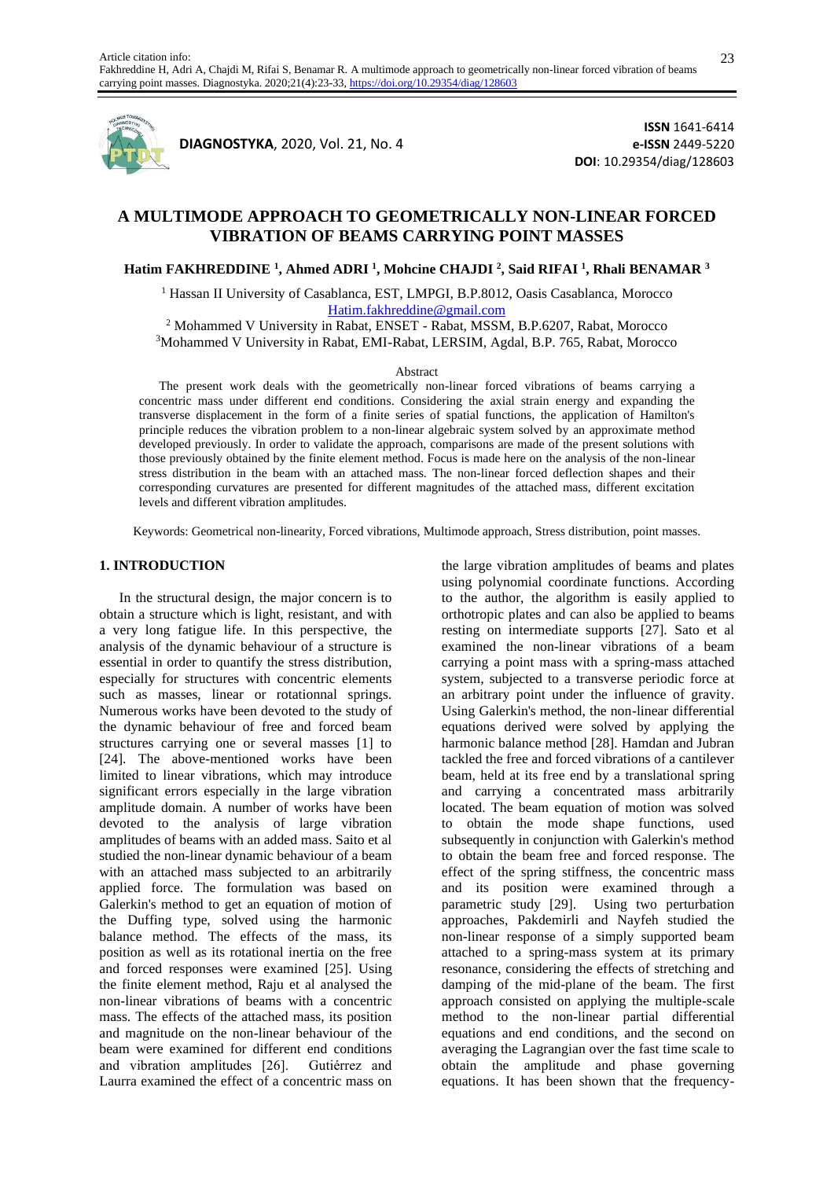Article citation info:
Fakhreddine H, Adri A, Chajdi M, Rifai S, Benamar R. A multimode approach to geometrically non-linear forced vibration of beams carrying point masses. Diagnostyka. 2020;21(4):23-33, https://doi.org/10.29354/diag/128603

**DIAGNOSTYKA**, 2020, Vol. 21, No. 4

**ISSN** 1641-6414
**e-ISSN** 2449-5220
**DOI**: 10.29354/diag/128603

# A MULTIMODE APPROACH TO GEOMETRICALLY NON-LINEAR FORCED VIBRATION OF BEAMS CARRYING POINT MASSES

**Hatim FAKHREDDINE [1], Ahmed ADRI [1], Mohcine CHAJDI [2], Said RIFAI [1], Rhali BENAMAR [3]**

[1] Hassan II University of Casablanca, EST, LMPGI, B.P.8012, Oasis Casablanca, Morocco
Hatim.fakhreddine@gmail.com
[2] Mohammed V University in Rabat, ENSET - Rabat, MSSM, B.P.6207, Rabat, Morocco
[3] Mohammed V University in Rabat, EMI-Rabat, LERSIM, Agdal, B.P. 765, Rabat, Morocco

Abstract

The present work deals with the geometrically non-linear forced vibrations of beams carrying a concentric mass under different end conditions. Considering the axial strain energy and expanding the transverse displacement in the form of a finite series of spatial functions, the application of Hamilton's principle reduces the vibration problem to a non-linear algebraic system solved by an approximate method developed previously. In order to validate the approach, comparisons are made of the present solutions with those previously obtained by the finite element method. Focus is made here on the analysis of the non-linear stress distribution in the beam with an attached mass. The non-linear forced deflection shapes and their corresponding curvatures are presented for different magnitudes of the attached mass, different excitation levels and different vibration amplitudes.

Keywords: Geometrical non-linearity, Forced vibrations, Multimode approach, Stress distribution, point masses.

## 1. INTRODUCTION

In the structural design, the major concern is to obtain a structure which is light, resistant, and with a very long fatigue life. In this perspective, the analysis of the dynamic behaviour of a structure is essential in order to quantify the stress distribution, especially for structures with concentric elements such as masses, linear or rotationnal springs. Numerous works have been devoted to the study of the dynamic behaviour of free and forced beam structures carrying one or several masses [1] to [24]. The above-mentioned works have been limited to linear vibrations, which may introduce significant errors especially in the large vibration amplitude domain. A number of works have been devoted to the analysis of large vibration amplitudes of beams with an added mass. Saito et al studied the non-linear dynamic behaviour of a beam with an attached mass subjected to an arbitrarily applied force. The formulation was based on Galerkin's method to get an equation of motion of the Duffing type, solved using the harmonic balance method. The effects of the mass, its position as well as its rotational inertia on the free and forced responses were examined [25]. Using the finite element method, Raju et al analysed the non-linear vibrations of beams with a concentric mass. The effects of the attached mass, its position and magnitude on the non-linear behaviour of the beam were examined for different end conditions and vibration amplitudes [26]. Gutiérrez and Laurra examined the effect of a concentric mass on the large vibration amplitudes of beams and plates using polynomial coordinate functions. According to the author, the algorithm is easily applied to orthotropic plates and can also be applied to beams resting on intermediate supports [27]. Sato et al examined the non-linear vibrations of a beam carrying a point mass with a spring-mass attached system, subjected to a transverse periodic force at an arbitrary point under the influence of gravity. Using Galerkin's method, the non-linear differential equations derived were solved by applying the harmonic balance method [28]. Hamdan and Jubran tackled the free and forced vibrations of a cantilever beam, held at its free end by a translational spring and carrying a concentrated mass arbitrarily located. The beam equation of motion was solved to obtain the mode shape functions, used subsequently in conjunction with Galerkin's method to obtain the beam free and forced response. The effect of the spring stiffness, the concentric mass and its position were examined through a parametric study [29]. Using two perturbation approaches, Pakdemirli and Nayfeh studied the non-linear response of a simply supported beam attached to a spring-mass system at its primary resonance, considering the effects of stretching and damping of the mid-plane of the beam. The first approach consisted on applying the multiple-scale method to the non-linear partial differential equations and end conditions, and the second on averaging the Lagrangian over the fast time scale to obtain the amplitude and phase governing equations. It has been shown that the frequency-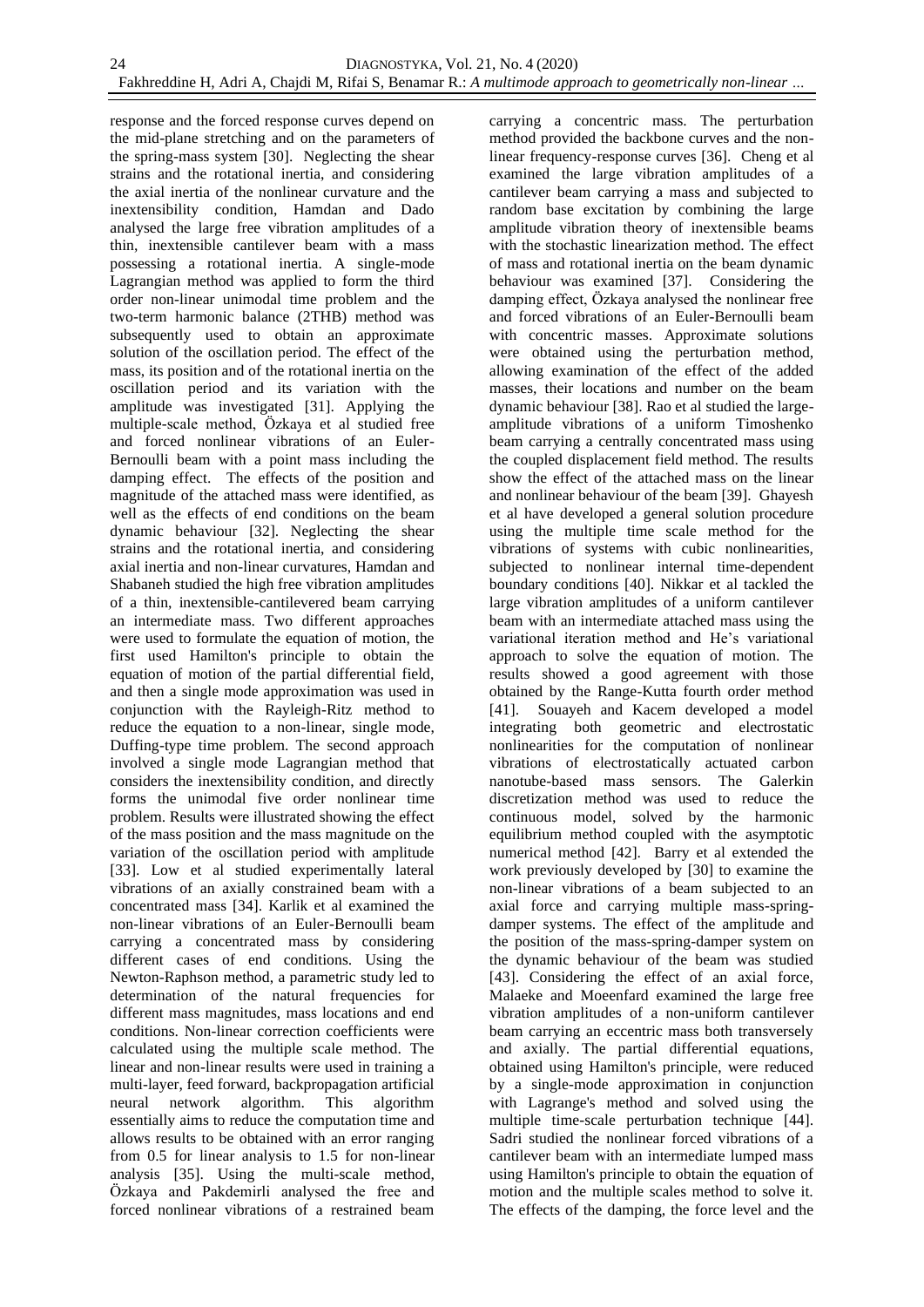response and the forced response curves depend on the mid-plane stretching and on the parameters of the spring-mass system [30]. Neglecting the shear strains and the rotational inertia, and considering the axial inertia of the nonlinear curvature and the inextensibility condition, Hamdan and Dado analysed the large free vibration amplitudes of a thin, inextensible cantilever beam with a mass possessing a rotational inertia. A single-mode Lagrangian method was applied to form the third order non-linear unimodal time problem and the two-term harmonic balance (2THB) method was subsequently used to obtain an approximate solution of the oscillation period. The effect of the mass, its position and of the rotational inertia on the oscillation period and its variation with the amplitude was investigated [31]. Applying the multiple-scale method, Özkaya et al studied free and forced nonlinear vibrations of an Euler-Bernoulli beam with a point mass including the damping effect. The effects of the position and magnitude of the attached mass were identified, as well as the effects of end conditions on the beam dynamic behaviour [32]. Neglecting the shear strains and the rotational inertia, and considering axial inertia and non-linear curvatures, Hamdan and Shabaneh studied the high free vibration amplitudes of a thin, inextensible-cantilevered beam carrying an intermediate mass. Two different approaches were used to formulate the equation of motion, the first used Hamilton's principle to obtain the equation of motion of the partial differential field, and then a single mode approximation was used in conjunction with the Rayleigh-Ritz method to reduce the equation to a non-linear, single mode, Duffing-type time problem. The second approach involved a single mode Lagrangian method that considers the inextensibility condition, and directly forms the unimodal five order nonlinear time problem. Results were illustrated showing the effect of the mass position and the mass magnitude on the variation of the oscillation period with amplitude [33]. Low et al studied experimentally lateral vibrations of an axially constrained beam with a concentrated mass [34]. Karlik et al examined the non-linear vibrations of an Euler-Bernoulli beam carrying a concentrated mass by considering different cases of end conditions. Using the Newton-Raphson method, a parametric study led to determination of the natural frequencies for different mass magnitudes, mass locations and end conditions. Non-linear correction coefficients were calculated using the multiple scale method. The linear and non-linear results were used in training a multi-layer, feed forward, backpropagation artificial neural network algorithm. This algorithm essentially aims to reduce the computation time and allows results to be obtained with an error ranging from 0.5 for linear analysis to 1.5 for non-linear analysis [35]. Using the multi-scale method, Özkaya and Pakdemirli analysed the free and forced nonlinear vibrations of a restrained beam carrying a concentric mass. The perturbation method provided the backbone curves and the non-linear frequency-response curves [36]. Cheng et al examined the large vibration amplitudes of a cantilever beam carrying a mass and subjected to random base excitation by combining the large amplitude vibration theory of inextensible beams with the stochastic linearization method. The effect of mass and rotational inertia on the beam dynamic behaviour was examined [37]. Considering the damping effect, Özkaya analysed the nonlinear free and forced vibrations of an Euler-Bernoulli beam with concentric masses. Approximate solutions were obtained using the perturbation method, allowing examination of the effect of the added masses, their locations and number on the beam dynamic behaviour [38]. Rao et al studied the large-amplitude vibrations of a uniform Timoshenko beam carrying a centrally concentrated mass using the coupled displacement field method. The results show the effect of the attached mass on the linear and nonlinear behaviour of the beam [39]. Ghayesh et al have developed a general solution procedure using the multiple time scale method for the vibrations of systems with cubic nonlinearities, subjected to nonlinear internal time-dependent boundary conditions [40]. Nikkar et al tackled the large vibration amplitudes of a uniform cantilever beam with an intermediate attached mass using the variational iteration method and He's variational approach to solve the equation of motion. The results showed a good agreement with those obtained by the Range-Kutta fourth order method [41]. Souayeh and Kacem developed a model integrating both geometric and electrostatic nonlinearities for the computation of nonlinear vibrations of electrostatically actuated carbon nanotube-based mass sensors. The Galerkin discretization method was used to reduce the continuous model, solved by the harmonic equilibrium method coupled with the asymptotic numerical method [42]. Barry et al extended the work previously developed by [30] to examine the non-linear vibrations of a beam subjected to an axial force and carrying multiple mass-spring-damper systems. The effect of the amplitude and the position of the mass-spring-damper system on the dynamic behaviour of the beam was studied [43]. Considering the effect of an axial force, Malaeke and Moeenfard examined the large free vibration amplitudes of a non-uniform cantilever beam carrying an eccentric mass both transversely and axially. The partial differential equations, obtained using Hamilton's principle, were reduced by a single-mode approximation in conjunction with Lagrange's method and solved using the multiple time-scale perturbation technique [44]. Sadri studied the nonlinear forced vibrations of a cantilever beam with an intermediate lumped mass using Hamilton's principle to obtain the equation of motion and the multiple scales method to solve it. The effects of the damping, the force level and the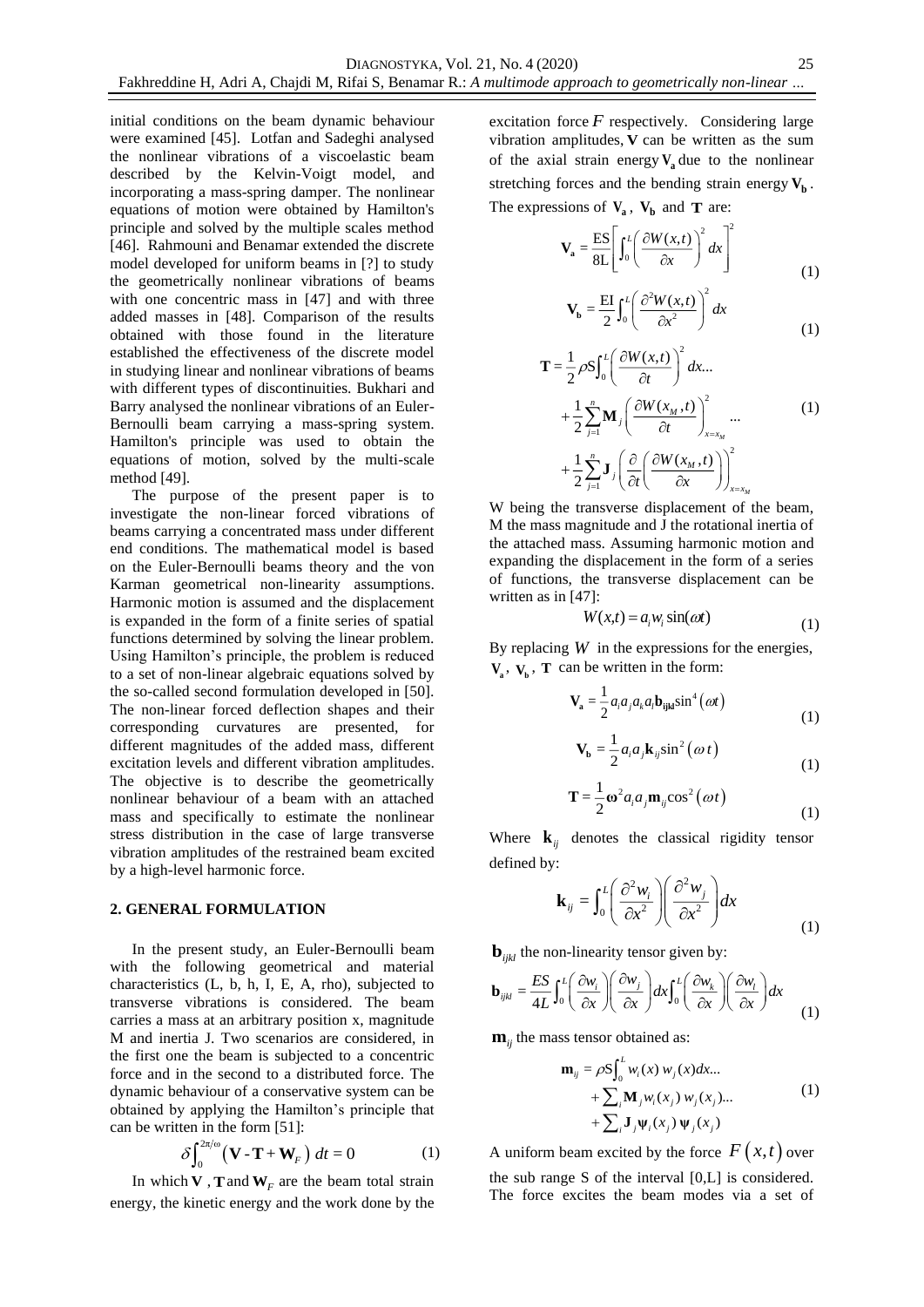initial conditions on the beam dynamic behaviour were examined [45]. Lotfan and Sadeghi analysed the nonlinear vibrations of a viscoelastic beam described by the Kelvin-Voigt model, and incorporating a mass-spring damper. The nonlinear equations of motion were obtained by Hamilton's principle and solved by the multiple scales method [46]. Rahmouni and Benamar extended the discrete model developed for uniform beams in [?] to study the geometrically nonlinear vibrations of beams with one concentric mass in [47] and with three added masses in [48]. Comparison of the results obtained with those found in the literature established the effectiveness of the discrete model in studying linear and nonlinear vibrations of beams with different types of discontinuities. Bukhari and Barry analysed the nonlinear vibrations of an Euler-Bernoulli beam carrying a mass-spring system. Hamilton's principle was used to obtain the equations of motion, solved by the multi-scale method [49].

The purpose of the present paper is to investigate the non-linear forced vibrations of beams carrying a concentrated mass under different end conditions. The mathematical model is based on the Euler-Bernoulli beams theory and the von Karman geometrical non-linearity assumptions. Harmonic motion is assumed and the displacement is expanded in the form of a finite series of spatial functions determined by solving the linear problem. Using Hamilton's principle, the problem is reduced to a set of non-linear algebraic equations solved by the so-called second formulation developed in [50]. The non-linear forced deflection shapes and their corresponding curvatures are presented, for different magnitudes of the added mass, different excitation levels and different vibration amplitudes. The objective is to describe the geometrically nonlinear behaviour of a beam with an attached mass and specifically to estimate the nonlinear stress distribution in the case of large transverse vibration amplitudes of the restrained beam excited by a high-level harmonic force.

## 2. GENERAL FORMULATION

In the present study, an Euler-Bernoulli beam with the following geometrical and material characteristics (L, b, h, I, E, A, rho), subjected to transverse vibrations is considered. The beam carries a mass at an arbitrary position x, magnitude M and inertia J. Two scenarios are considered, in the first one the beam is subjected to a concentric force and in the second to a distributed force. The dynamic behaviour of a conservative system can be obtained by applying the Hamilton's principle that can be written in the form [51]:

$$\delta\int_0^{2\pi/\omega}\left(\mathbf{V} - \mathbf{T} + \mathbf{W}_F\right)\,dt = 0 \tag{1}$$

In which $\mathbf{V}$, $\mathbf{T}$ and $\mathbf{W}_F$ are the beam total strain energy, the kinetic energy and the work done by the excitation force $F$ respectively. Considering large vibration amplitudes, $\mathbf{V}$ can be written as the sum of the axial strain energy $\mathbf{V_a}$ due to the nonlinear stretching forces and the bending strain energy $\mathbf{V_b}$. The expressions of $\mathbf{V_a}$, $\mathbf{V_b}$ and $\mathbf{T}$ are:

$$\mathbf{V_a} = \frac{\mathrm{ES}}{8\mathrm{L}}\left[\int_0^L\left(\frac{\partial W(x,t)}{\partial x}\right)^2 dx\right]^2 \tag{1}$$

$$\mathbf{V_b} = \frac{\mathrm{EI}}{2}\int_0^L\left(\frac{\partial^2 W(x,t)}{\partial x^2}\right)^2 dx \tag{1}$$

$$\begin{aligned}\mathbf{T} = &\frac{1}{2}\rho\mathrm{S}\int_0^L\left(\frac{\partial W(x,t)}{\partial t}\right)^2 dx...\\ &+\frac{1}{2}\sum_{j=1}^{n}\mathbf{M}_j\left(\frac{\partial W(x_M,t)}{\partial t}\right)^2_{x=x_M}...\\ &+\frac{1}{2}\sum_{j=1}^{n}\mathbf{J}_j\left(\frac{\partial}{\partial t}\left(\frac{\partial W(x_M,t)}{\partial x}\right)\right)^2_{x=x_M}\end{aligned} \tag{1}$$

W being the transverse displacement of the beam, M the mass magnitude and J the rotational inertia of the attached mass. Assuming harmonic motion and expanding the displacement in the form of a series of functions, the transverse displacement can be written as in [47]:

$$W(x,t) = a_i w_i \sin(\omega t) \tag{1}$$

By replacing $W$ in the expressions for the energies, $\mathbf{V_a}$, $\mathbf{V_b}$, $\mathbf{T}$ can be written in the form:

$$\mathbf{V_a} = \frac{1}{2}a_i a_j a_k a_l \mathbf{b_{ijkl}}\sin^4(\omega t) \tag{1}$$

$$\mathbf{V_b} = \frac{1}{2}a_i a_j \mathbf{k}_{ij}\sin^2(\omega t) \tag{1}$$

$$\mathbf{T} = \frac{1}{2}\boldsymbol{\omega}^2 a_i a_j \mathbf{m}_{ij}\cos^2(\omega t) \tag{1}$$

Where $\mathbf{k}_{ij}$ denotes the classical rigidity tensor defined by:

$$\mathbf{k}_{ij} = \int_0^L\left(\frac{\partial^2 w_i}{\partial x^2}\right)\left(\frac{\partial^2 w_j}{\partial x^2}\right)dx \tag{1}$$

$\mathbf{b}_{ijkl}$ the non-linearity tensor given by:

$$\mathbf{b}_{ijkl} = \frac{ES}{4L}\int_0^L\left(\frac{\partial w_i}{\partial x}\right)\left(\frac{\partial w_j}{\partial x}\right)dx\int_0^L\left(\frac{\partial w_k}{\partial x}\right)\left(\frac{\partial w_l}{\partial x}\right)dx \tag{1}$$

$\mathbf{m}_{ij}$ the mass tensor obtained as:

$$\begin{aligned}\mathbf{m}_{ij} = &\rho\mathrm{S}\int_0^L w_i(x)\,w_j(x)dx...\\ &+\sum_i \mathbf{M}_j w_i(x_j)\,w_j(x_j)...\\ &+\sum_i \mathbf{J}_j \boldsymbol{\psi}_i(x_j)\,\boldsymbol{\psi}_j(x_j)\end{aligned} \tag{1}$$

A uniform beam excited by the force $F(x,t)$ over the sub range S of the interval [0,L] is considered. The force excites the beam modes via a set of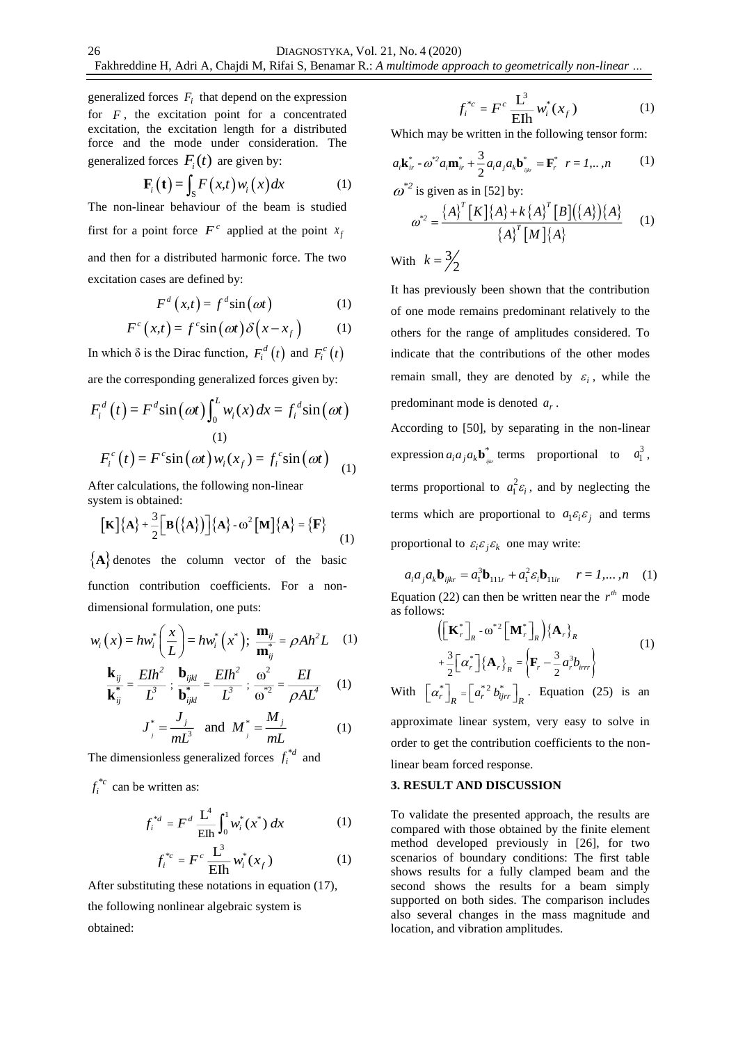generalized forces $F_i$ that depend on the expression for $F$, the excitation point for a concentrated excitation, the excitation length for a distributed force and the mode under consideration. The generalized forces $F_i(t)$ are given by:

$$\mathbf{F}_i(\mathbf{t}) = \int_S F(x,t)\, w_i(x)\, dx \quad (1)$$

The non-linear behaviour of the beam is studied first for a point force $F^c$ applied at the point $x_f$ and then for a distributed harmonic force. The two excitation cases are defined by:

$$F^d(x,t) = f^d \sin(\omega t) \quad (1)$$

$$F^c(x,t) = f^c \sin(\omega t)\, \delta(x - x_f) \quad (1)$$

In which δ is the Dirac function, $F_i^d(t)$ and $F_i^c(t)$ are the corresponding generalized forces given by:

$$F_i^d(t) = F^d \sin(\omega t) \int_0^L w_i(x)\, dx = f_i^d \sin(\omega t) \quad (1)$$

$$F_i^c(t) = F^c \sin(\omega t)\, w_i(x_f) = f_i^c \sin(\omega t) \quad (1)$$

After calculations, the following non-linear system is obtained:

$$[\mathbf{K}]\{\mathbf{A}\} + \frac{3}{2}\left[\mathbf{B}(\{\mathbf{A}\})\right]\{\mathbf{A}\} - \omega^2 [\mathbf{M}]\{\mathbf{A}\} = \{\mathbf{F}\} \quad (1)$$

$\{\mathbf{A}\}$ denotes the column vector of the basic function contribution coefficients. For a non-dimensional formulation, one puts:

$$w_i(x) = h w_i^*\left(\frac{x}{L}\right) = h w_i^*(x^*); \ \frac{\mathbf{m}_{ij}}{\mathbf{m}_{ij}^*} = \rho A h^2 L \quad (1)$$

$$\frac{\mathbf{k}_{ij}}{\mathbf{k}_{ij}^*} = \frac{EIh^2}{L^3}\ ;\ \frac{\mathbf{b}_{ijkl}}{\mathbf{b}_{ijkl}^*} = \frac{EIh^2}{L^3}\ ;\ \frac{\omega^2}{\omega^{*2}} = \frac{EI}{\rho A L^4} \quad (1)$$

$$J_j^* = \frac{J_j}{mL^3} \ \text{ and } \ M_j^* = \frac{M_j}{mL} \quad (1)$$

The dimensionless generalized forces $f_i^{*d}$ and $f_i^{*c}$ can be written as:

$$f_i^{*d} = F^d \frac{L^4}{EIh} \int_0^1 w_i^*(x^*)\, dx \quad (1)$$

$$f_i^{*c} = F^c \frac{L^3}{EIh} w_i^*(x_f) \quad (1)$$

After substituting these notations in equation (17), the following nonlinear algebraic system is obtained:

$$f_i^{*c} = F^c \frac{L^3}{EIh} w_i^*(x_f) \quad (1)$$

Which may be written in the following tensor form:

$$a_i \mathbf{k}_{ir}^* - \omega^{*2} a_i \mathbf{m}_{ir}^* + \frac{3}{2} a_i a_j a_k \mathbf{b}_{ijkr}^* = \mathbf{F}_r^* \quad r = 1,..,n \quad (1)$$

$\omega^{*2}$ is given as in [52] by:

$$\omega^{*2} = \frac{\{A\}^T [K]\{A\} + k\{A\}^T [B](\{A\})\{A\}}{\{A\}^T [M]\{A\}} \quad (1)$$

With $k = 3/2$

It has previously been shown that the contribution of one mode remains predominant relatively to the others for the range of amplitudes considered. To indicate that the contributions of the other modes remain small, they are denoted by $\varepsilon_i$, while the predominant mode is denoted $a_r$.

According to [50], by separating in the non-linear expression $a_i a_j a_k \mathbf{b}_{ijkr}^*$ terms proportional to $a_1^3$, terms proportional to $a_1^2 \varepsilon_i$, and by neglecting the terms which are proportional to $a_1 \varepsilon_i \varepsilon_j$ and terms proportional to $\varepsilon_i \varepsilon_j \varepsilon_k$ one may write:

$$a_i a_j a_k \mathbf{b}_{ijkr} = a_1^3 \mathbf{b}_{111r} + a_1^2 \varepsilon_i \mathbf{b}_{11ir} \quad r = 1,...,n \quad (1)$$

Equation (22) can then be written near the $r^{th}$ mode as follows:

$$\left(\left[\mathbf{K}_r^*\right]_R - \omega^{*2}\left[\mathbf{M}_r^*\right]_R\right)\{\mathbf{A}_r\}_R + \frac{3}{2}\left[\alpha_r^*\right]\{\mathbf{A}_r\}_R = \left\{\mathbf{F}_r - \frac{3}{2} a_r^3 b_{irrr}\right\} \quad (1)$$

With $\left[\alpha_r^*\right]_R = \left[a_r^{*2}\, b_{ijrr}^*\right]_R$. Equation (25) is an approximate linear system, very easy to solve in order to get the contribution coefficients to the non-linear beam forced response.

## 3. RESULT AND DISCUSSION

To validate the presented approach, the results are compared with those obtained by the finite element method developed previously in [26], for two scenarios of boundary conditions: The first table shows results for a fully clamped beam and the second shows the results for a beam simply supported on both sides. The comparison includes also several changes in the mass magnitude and location, and vibration amplitudes.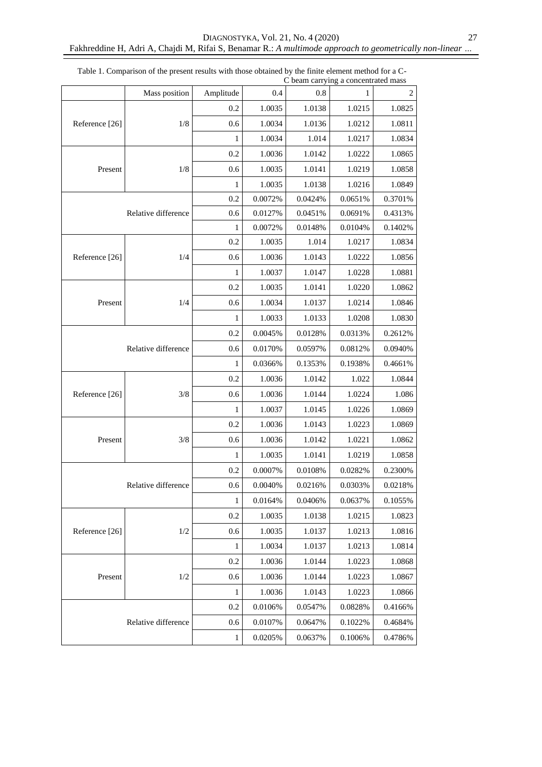Table 1. Comparison of the present results with those obtained by the finite element method for a C-C beam carrying a concentrated mass

| | Mass position | Amplitude | 0.4 | 0.8 | 1 | 2 |
|---|---|---|---|---|---|---|
| Reference [26] | 1/8 | 0.2 | 1.0035 | 1.0138 | 1.0215 | 1.0825 |
| | | 0.6 | 1.0034 | 1.0136 | 1.0212 | 1.0811 |
| | | 1 | 1.0034 | 1.014 | 1.0217 | 1.0834 |
| Present | 1/8 | 0.2 | 1.0036 | 1.0142 | 1.0222 | 1.0865 |
| | | 0.6 | 1.0035 | 1.0141 | 1.0219 | 1.0858 |
| | | 1 | 1.0035 | 1.0138 | 1.0216 | 1.0849 |
| Relative difference | | 0.2 | 0.0072% | 0.0424% | 0.0651% | 0.3701% |
| | | 0.6 | 0.0127% | 0.0451% | 0.0691% | 0.4313% |
| | | 1 | 0.0072% | 0.0148% | 0.0104% | 0.1402% |
| Reference [26] | 1/4 | 0.2 | 1.0035 | 1.014 | 1.0217 | 1.0834 |
| | | 0.6 | 1.0036 | 1.0143 | 1.0222 | 1.0856 |
| | | 1 | 1.0037 | 1.0147 | 1.0228 | 1.0881 |
| Present | 1/4 | 0.2 | 1.0035 | 1.0141 | 1.0220 | 1.0862 |
| | | 0.6 | 1.0034 | 1.0137 | 1.0214 | 1.0846 |
| | | 1 | 1.0033 | 1.0133 | 1.0208 | 1.0830 |
| Relative difference | | 0.2 | 0.0045% | 0.0128% | 0.0313% | 0.2612% |
| | | 0.6 | 0.0170% | 0.0597% | 0.0812% | 0.0940% |
| | | 1 | 0.0366% | 0.1353% | 0.1938% | 0.4661% |
| Reference [26] | 3/8 | 0.2 | 1.0036 | 1.0142 | 1.022 | 1.0844 |
| | | 0.6 | 1.0036 | 1.0144 | 1.0224 | 1.086 |
| | | 1 | 1.0037 | 1.0145 | 1.0226 | 1.0869 |
| Present | 3/8 | 0.2 | 1.0036 | 1.0143 | 1.0223 | 1.0869 |
| | | 0.6 | 1.0036 | 1.0142 | 1.0221 | 1.0862 |
| | | 1 | 1.0035 | 1.0141 | 1.0219 | 1.0858 |
| Relative difference | | 0.2 | 0.0007% | 0.0108% | 0.0282% | 0.2300% |
| | | 0.6 | 0.0040% | 0.0216% | 0.0303% | 0.0218% |
| | | 1 | 0.0164% | 0.0406% | 0.0637% | 0.1055% |
| Reference [26] | 1/2 | 0.2 | 1.0035 | 1.0138 | 1.0215 | 1.0823 |
| | | 0.6 | 1.0035 | 1.0137 | 1.0213 | 1.0816 |
| | | 1 | 1.0034 | 1.0137 | 1.0213 | 1.0814 |
| Present | 1/2 | 0.2 | 1.0036 | 1.0144 | 1.0223 | 1.0868 |
| | | 0.6 | 1.0036 | 1.0144 | 1.0223 | 1.0867 |
| | | 1 | 1.0036 | 1.0143 | 1.0223 | 1.0866 |
| Relative difference | | 0.2 | 0.0106% | 0.0547% | 0.0828% | 0.4166% |
| | | 0.6 | 0.0107% | 0.0647% | 0.1022% | 0.4684% |
| | | 1 | 0.0205% | 0.0637% | 0.1006% | 0.4786% |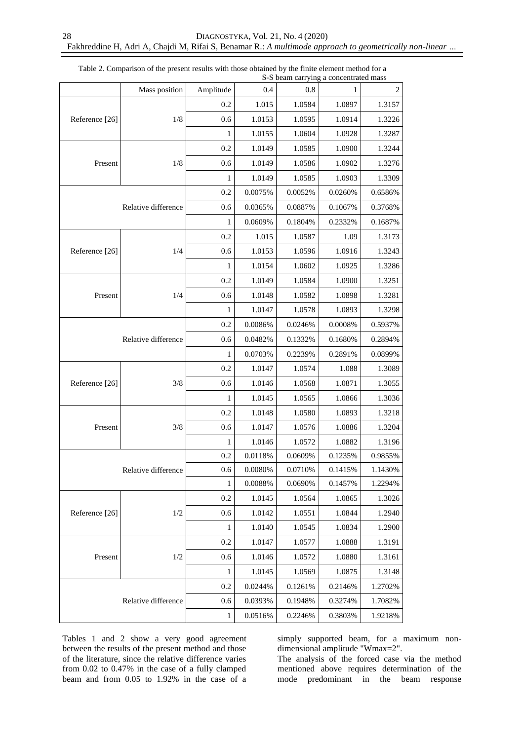Table 2. Comparison of the present results with those obtained by the finite element method for a S-S beam carrying a concentrated mass

| | Mass position | Amplitude | 0.4 | 0.8 | 1 | 2 |
|---|---|---|---|---|---|---|
| Reference [26] | 1/8 | 0.2 | 1.015 | 1.0584 | 1.0897 | 1.3157 |
| | | 0.6 | 1.0153 | 1.0595 | 1.0914 | 1.3226 |
| | | 1 | 1.0155 | 1.0604 | 1.0928 | 1.3287 |
| Present | 1/8 | 0.2 | 1.0149 | 1.0585 | 1.0900 | 1.3244 |
| | | 0.6 | 1.0149 | 1.0586 | 1.0902 | 1.3276 |
| | | 1 | 1.0149 | 1.0585 | 1.0903 | 1.3309 |
| Relative difference | | 0.2 | 0.0075% | 0.0052% | 0.0260% | 0.6586% |
| | | 0.6 | 0.0365% | 0.0887% | 0.1067% | 0.3768% |
| | | 1 | 0.0609% | 0.1804% | 0.2332% | 0.1687% |
| Reference [26] | 1/4 | 0.2 | 1.015 | 1.0587 | 1.09 | 1.3173 |
| | | 0.6 | 1.0153 | 1.0596 | 1.0916 | 1.3243 |
| | | 1 | 1.0154 | 1.0602 | 1.0925 | 1.3286 |
| Present | 1/4 | 0.2 | 1.0149 | 1.0584 | 1.0900 | 1.3251 |
| | | 0.6 | 1.0148 | 1.0582 | 1.0898 | 1.3281 |
| | | 1 | 1.0147 | 1.0578 | 1.0893 | 1.3298 |
| Relative difference | | 0.2 | 0.0086% | 0.0246% | 0.0008% | 0.5937% |
| | | 0.6 | 0.0482% | 0.1332% | 0.1680% | 0.2894% |
| | | 1 | 0.0703% | 0.2239% | 0.2891% | 0.0899% |
| Reference [26] | 3/8 | 0.2 | 1.0147 | 1.0574 | 1.088 | 1.3089 |
| | | 0.6 | 1.0146 | 1.0568 | 1.0871 | 1.3055 |
| | | 1 | 1.0145 | 1.0565 | 1.0866 | 1.3036 |
| Present | 3/8 | 0.2 | 1.0148 | 1.0580 | 1.0893 | 1.3218 |
| | | 0.6 | 1.0147 | 1.0576 | 1.0886 | 1.3204 |
| | | 1 | 1.0146 | 1.0572 | 1.0882 | 1.3196 |
| Relative difference | | 0.2 | 0.0118% | 0.0609% | 0.1235% | 0.9855% |
| | | 0.6 | 0.0080% | 0.0710% | 0.1415% | 1.1430% |
| | | 1 | 0.0088% | 0.0690% | 0.1457% | 1.2294% |
| Reference [26] | 1/2 | 0.2 | 1.0145 | 1.0564 | 1.0865 | 1.3026 |
| | | 0.6 | 1.0142 | 1.0551 | 1.0844 | 1.2940 |
| | | 1 | 1.0140 | 1.0545 | 1.0834 | 1.2900 |
| Present | 1/2 | 0.2 | 1.0147 | 1.0577 | 1.0888 | 1.3191 |
| | | 0.6 | 1.0146 | 1.0572 | 1.0880 | 1.3161 |
| | | 1 | 1.0145 | 1.0569 | 1.0875 | 1.3148 |
| Relative difference | | 0.2 | 0.0244% | 0.1261% | 0.2146% | 1.2702% |
| | | 0.6 | 0.0393% | 0.1948% | 0.3274% | 1.7082% |
| | | 1 | 0.0516% | 0.2246% | 0.3803% | 1.9218% |

Tables 1 and 2 show a very good agreement between the results of the present method and those of the literature, since the relative difference varies from 0.02 to 0.47% in the case of a fully clamped beam and from 0.05 to 1.92% in the case of a simply supported beam, for a maximum non-dimensional amplitude "Wmax=2".

The analysis of the forced case via the method mentioned above requires determination of the mode predominant in the beam response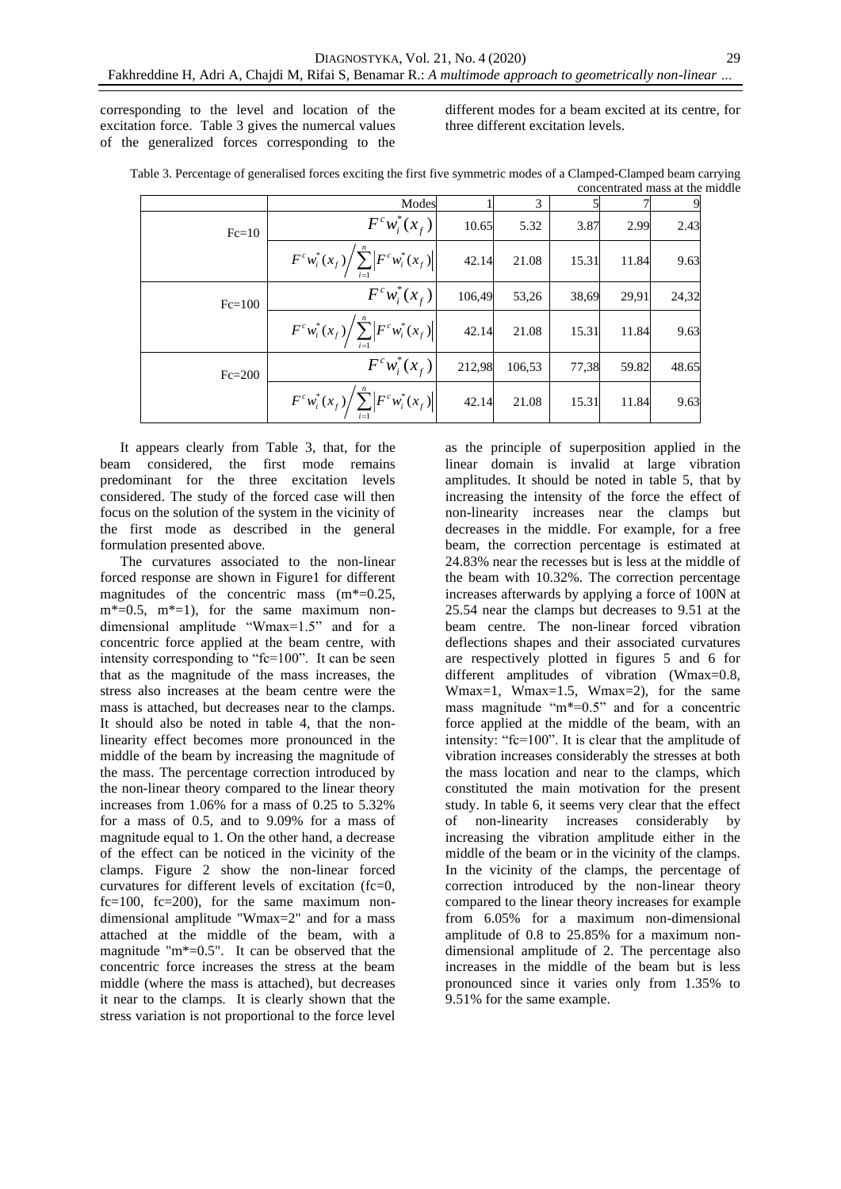corresponding to the level and location of the excitation force. Table 3 gives the numercal values of the generalized forces corresponding to the different modes for a beam excited at its centre, for three different excitation levels.

Table 3. Percentage of generalised forces exciting the first five symmetric modes of a Clamped-Clamped beam carrying concentrated mass at the middle

| | Modes | 1 | 3 | 5 | 7 | 9 |
|---|---|---|---|---|---|---|
| Fc=10 | $F^c w_i^*(x_f)$ | 10.65 | 5.32 | 3.87 | 2.99 | 2.43 |
| | $F^c w_i^*(x_f) \Big/ \sum_{i=1}^{n} \left\|F^c w_i^*(x_f)\right\|$ | 42.14 | 21.08 | 15.31 | 11.84 | 9.63 |
| Fc=100 | $F^c w_i^*(x_f)$ | 106,49 | 53,26 | 38,69 | 29,91 | 24,32 |
| | $F^c w_i^*(x_f) \Big/ \sum_{i=1}^{n} \left\|F^c w_i^*(x_f)\right\|$ | 42.14 | 21.08 | 15.31 | 11.84 | 9.63 |
| Fc=200 | $F^c w_i^*(x_f)$ | 212,98 | 106,53 | 77,38 | 59.82 | 48.65 |
| | $F^c w_i^*(x_f) \Big/ \sum_{i=1}^{n} \left\|F^c w_i^*(x_f)\right\|$ | 42.14 | 21.08 | 15.31 | 11.84 | 9.63 |

It appears clearly from Table 3, that, for the beam considered, the first mode remains predominant for the three excitation levels considered. The study of the forced case will then focus on the solution of the system in the vicinity of the first mode as described in the general formulation presented above.

The curvatures associated to the non-linear forced response are shown in Figure1 for different magnitudes of the concentric mass (m*=0.25, m*=0.5, m*=1), for the same maximum non-dimensional amplitude "Wmax=1.5" and for a concentric force applied at the beam centre, with intensity corresponding to "fc=100". It can be seen that as the magnitude of the mass increases, the stress also increases at the beam centre were the mass is attached, but decreases near to the clamps. It should also be noted in table 4, that the non-linearity effect becomes more pronounced in the middle of the beam by increasing the magnitude of the mass. The percentage correction introduced by the non-linear theory compared to the linear theory increases from 1.06% for a mass of 0.25 to 5.32% for a mass of 0.5, and to 9.09% for a mass of magnitude equal to 1. On the other hand, a decrease of the effect can be noticed in the vicinity of the clamps. Figure 2 show the non-linear forced curvatures for different levels of excitation (fc=0, fc=100, fc=200), for the same maximum non-dimensional amplitude "Wmax=2" and for a mass attached at the middle of the beam, with a magnitude "m*=0.5". It can be observed that the concentric force increases the stress at the beam middle (where the mass is attached), but decreases it near to the clamps. It is clearly shown that the stress variation is not proportional to the force level as the principle of superposition applied in the linear domain is invalid at large vibration amplitudes. It should be noted in table 5, that by increasing the intensity of the force the effect of non-linearity increases near the clamps but decreases in the middle. For example, for a free beam, the correction percentage is estimated at 24.83% near the recesses but is less at the middle of the beam with 10.32%. The correction percentage increases afterwards by applying a force of 100N at 25.54 near the clamps but decreases to 9.51 at the beam centre. The non-linear forced vibration deflections shapes and their associated curvatures are respectively plotted in figures 5 and 6 for different amplitudes of vibration (Wmax=0.8, Wmax=1, Wmax=1.5, Wmax=2), for the same mass magnitude "m*=0.5" and for a concentric force applied at the middle of the beam, with an intensity: "fc=100". It is clear that the amplitude of vibration increases considerably the stresses at both the mass location and near to the clamps, which constituted the main motivation for the present study. In table 6, it seems very clear that the effect of non-linearity increases considerably by increasing the vibration amplitude either in the middle of the beam or in the vicinity of the clamps. In the vicinity of the clamps, the percentage of correction introduced by the non-linear theory compared to the linear theory increases for example from 6.05% for a maximum non-dimensional amplitude of 0.8 to 25.85% for a maximum non-dimensional amplitude of 2. The percentage also increases in the middle of the beam but is less pronounced since it varies only from 1.35% to 9.51% for the same example.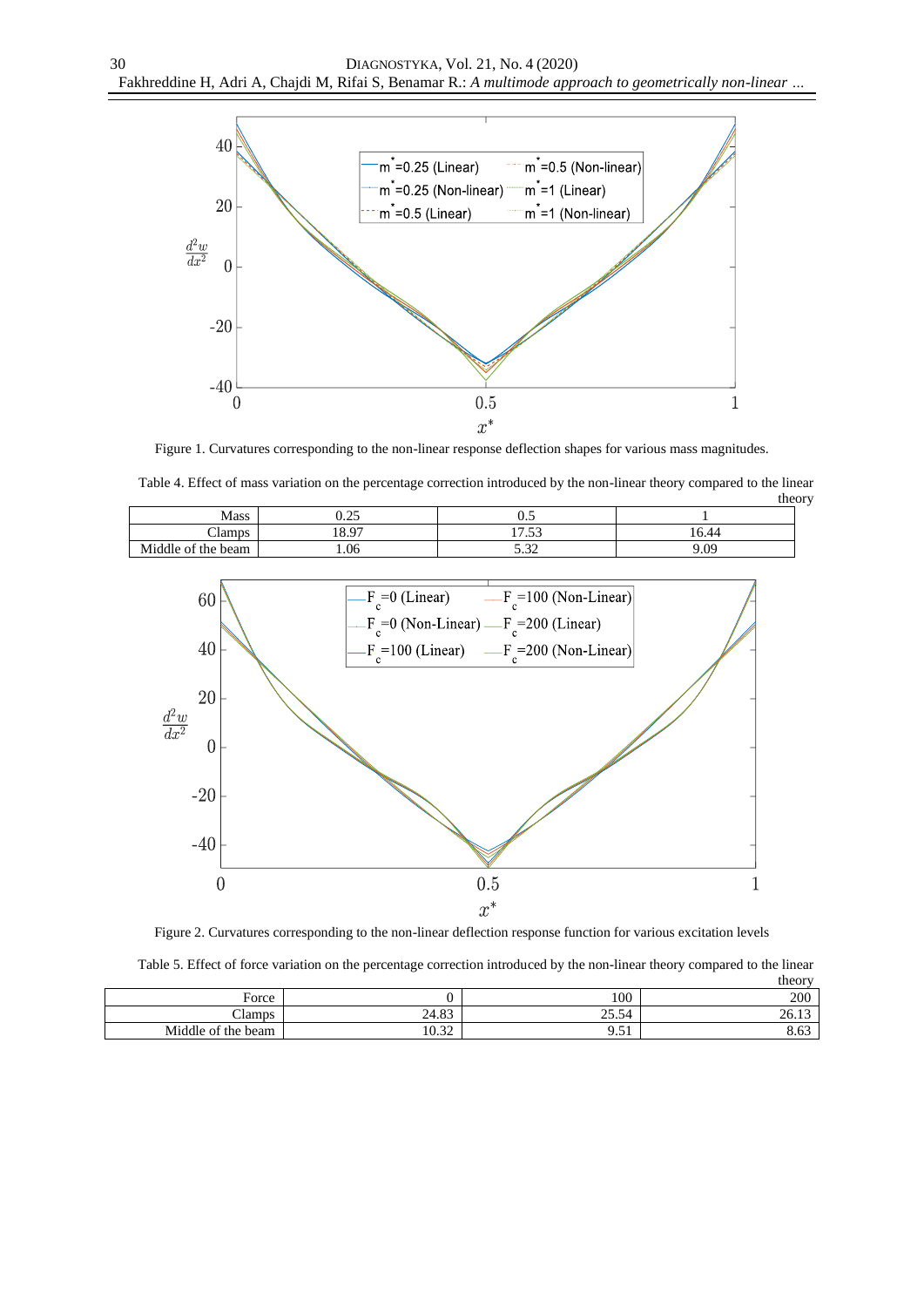Figure 1. Curvatures corresponding to the non-linear response deflection shapes for various mass magnitudes.

Table 4. Effect of mass variation on the percentage correction introduced by the non-linear theory compared to the linear theory

| Mass | 0.25 | 0.5 | 1 |
|---|---|---|---|
| Clamps | 18.97 | 17.53 | 16.44 |
| Middle of the beam | 1.06 | 5.32 | 9.09 |

Figure 2. Curvatures corresponding to the non-linear deflection response function for various excitation levels

Table 5. Effect of force variation on the percentage correction introduced by the non-linear theory compared to the linear theory

| Force | 0 | 100 | 200 |
|---|---|---|---|
| Clamps | 24.83 | 25.54 | 26.13 |
| Middle of the beam | 10.32 | 9.51 | 8.63 |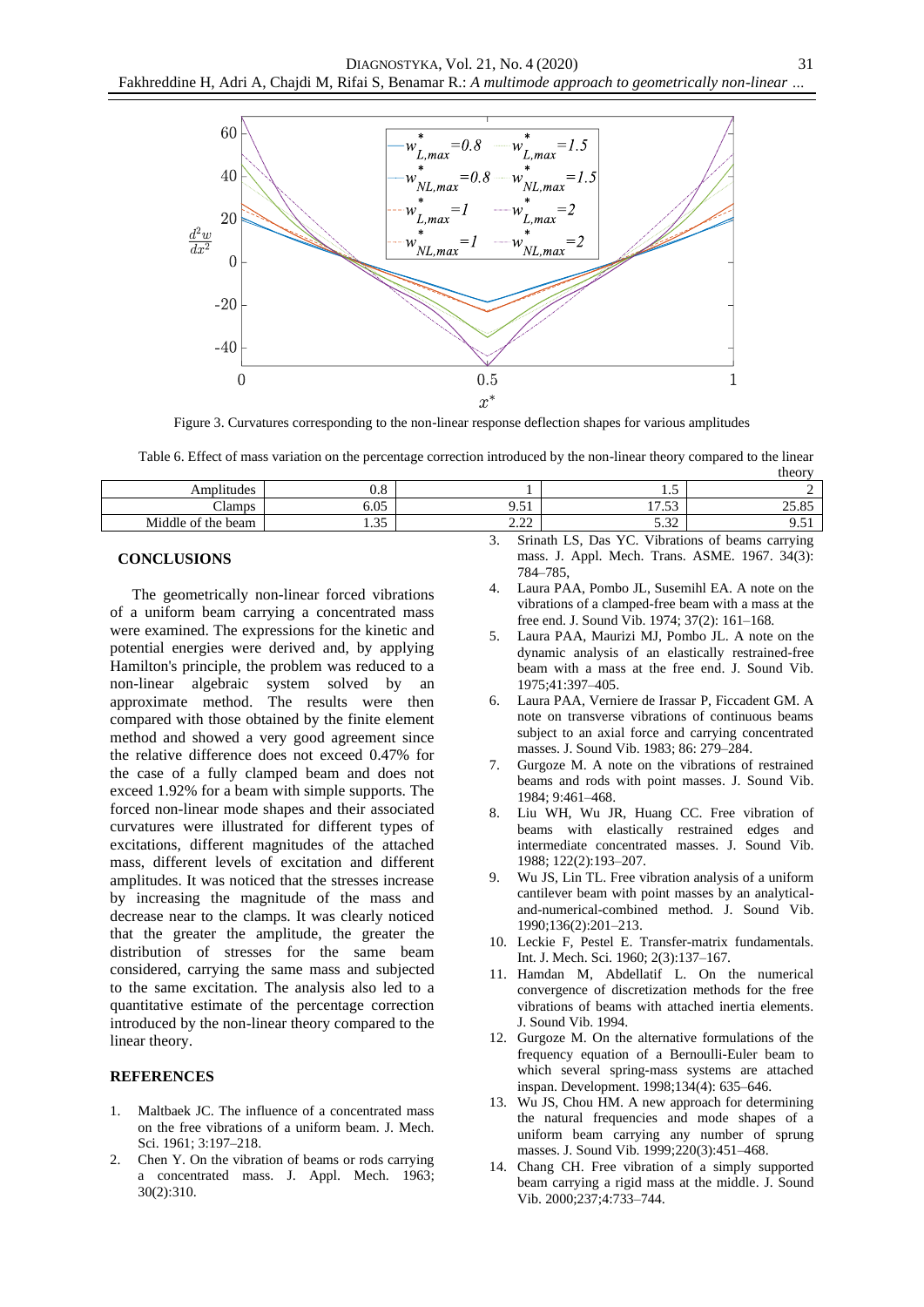Figure 3. Curvatures corresponding to the non-linear response deflection shapes for various amplitudes

Table 6. Effect of mass variation on the percentage correction introduced by the non-linear theory compared to the linear theory

| Amplitudes | 0.8 | 1 | 1.5 | 2 |
|---|---|---|---|---|
| Clamps | 6.05 | 9.51 | 17.53 | 25.85 |
| Middle of the beam | 1.35 | 2.22 | 5.32 | 9.51 |

## CONCLUSIONS

The geometrically non-linear forced vibrations of a uniform beam carrying a concentrated mass were examined. The expressions for the kinetic and potential energies were derived and, by applying Hamilton's principle, the problem was reduced to a non-linear algebraic system solved by an approximate method. The results were then compared with those obtained by the finite element method and showed a very good agreement since the relative difference does not exceed 0.47% for the case of a fully clamped beam and does not exceed 1.92% for a beam with simple supports. The forced non-linear mode shapes and their associated curvatures were illustrated for different types of excitations, different magnitudes of the attached mass, different levels of excitation and different amplitudes. It was noticed that the stresses increase by increasing the magnitude of the mass and decrease near to the clamps. It was clearly noticed that the greater the amplitude, the greater the distribution of stresses for the same beam considered, carrying the same mass and subjected to the same excitation. The analysis also led to a quantitative estimate of the percentage correction introduced by the non-linear theory compared to the linear theory.

## REFERENCES

1. Maltbaek JC. The influence of a concentrated mass on the free vibrations of a uniform beam. J. Mech. Sci. 1961; 3:197–218.
2. Chen Y. On the vibration of beams or rods carrying a concentrated mass. J. Appl. Mech. 1963; 30(2):310.
3. Srinath LS, Das YC. Vibrations of beams carrying mass. J. Appl. Mech. Trans. ASME. 1967. 34(3): 784–785,
4. Laura PAA, Pombo JL, Susemihl EA. A note on the vibrations of a clamped-free beam with a mass at the free end. J. Sound Vib. 1974; 37(2): 161–168.
5. Laura PAA, Maurizi MJ, Pombo JL. A note on the dynamic analysis of an elastically restrained-free beam with a mass at the free end. J. Sound Vib. 1975;41:397–405.
6. Laura PAA, Verniere de Irassar P, Ficcadent GM. A note on transverse vibrations of continuous beams subject to an axial force and carrying concentrated masses. J. Sound Vib. 1983; 86: 279–284.
7. Gurgoze M. A note on the vibrations of restrained beams and rods with point masses. J. Sound Vib. 1984; 9:461–468.
8. Liu WH, Wu JR, Huang CC. Free vibration of beams with elastically restrained edges and intermediate concentrated masses. J. Sound Vib. 1988; 122(2):193–207.
9. Wu JS, Lin TL. Free vibration analysis of a uniform cantilever beam with point masses by an analytical-and-numerical-combined method. J. Sound Vib. 1990;136(2):201–213.
10. Leckie F, Pestel E. Transfer-matrix fundamentals. Int. J. Mech. Sci. 1960; 2(3):137–167.
11. Hamdan M, Abdellatif L. On the numerical convergence of discretization methods for the free vibrations of beams with attached inertia elements. J. Sound Vib. 1994.
12. Gurgoze M. On the alternative formulations of the frequency equation of a Bernoulli-Euler beam to which several spring-mass systems are attached inspan. Development. 1998;134(4): 635–646.
13. Wu JS, Chou HM. A new approach for determining the natural frequencies and mode shapes of a uniform beam carrying any number of sprung masses. J. Sound Vib. 1999;220(3):451–468.
14. Chang CH. Free vibration of a simply supported beam carrying a rigid mass at the middle. J. Sound Vib. 2000;237;4:733–744.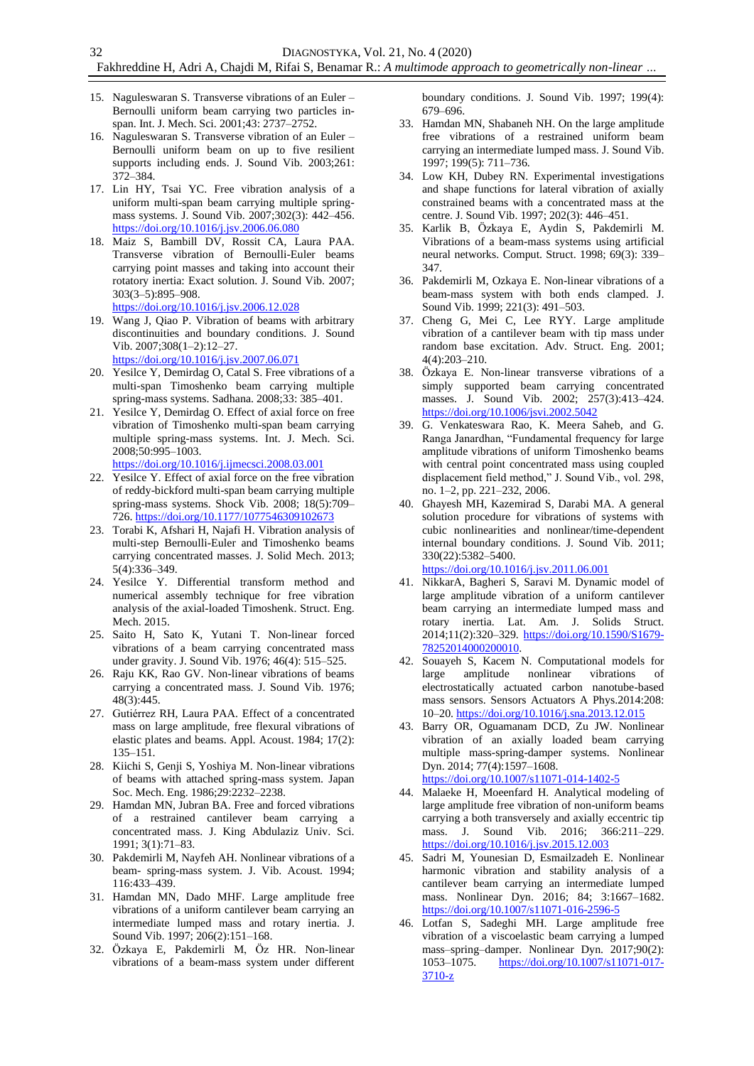15. Naguleswaran S. Transverse vibrations of an Euler – Bernoulli uniform beam carrying two particles in-span. Int. J. Mech. Sci. 2001;43: 2737–2752.
16. Naguleswaran S. Transverse vibration of an Euler – Bernoulli uniform beam on up to five resilient supports including ends. J. Sound Vib. 2003;261: 372–384.
17. Lin HY, Tsai YC. Free vibration analysis of a uniform multi-span beam carrying multiple spring-mass systems. J. Sound Vib. 2007;302(3): 442–456. https://doi.org/10.1016/j.jsv.2006.06.080
18. Maiz S, Bambill DV, Rossit CA, Laura PAA. Transverse vibration of Bernoulli-Euler beams carrying point masses and taking into account their rotatory inertia: Exact solution. J. Sound Vib. 2007; 303(3–5):895–908. https://doi.org/10.1016/j.jsv.2006.12.028
19. Wang J, Qiao P. Vibration of beams with arbitrary discontinuities and boundary conditions. J. Sound Vib. 2007;308(1–2):12–27. https://doi.org/10.1016/j.jsv.2007.06.071
20. Yesilce Y, Demirdag O, Catal S. Free vibrations of a multi-span Timoshenko beam carrying multiple spring-mass systems. Sadhana. 2008;33: 385–401.
21. Yesilce Y, Demirdag O. Effect of axial force on free vibration of Timoshenko multi-span beam carrying multiple spring-mass systems. Int. J. Mech. Sci. 2008;50:995–1003. https://doi.org/10.1016/j.ijmecsci.2008.03.001
22. Yesilce Y. Effect of axial force on the free vibration of reddy-bickford multi-span beam carrying multiple spring-mass systems. Shock Vib. 2008; 18(5):709–726. https://doi.org/10.1177/1077546309102673
23. Torabi K, Afshari H, Najafi H. Vibration analysis of multi-step Bernoulli-Euler and Timoshenko beams carrying concentrated masses. J. Solid Mech. 2013; 5(4):336–349.
24. Yesilce Y. Differential transform method and numerical assembly technique for free vibration analysis of the axial-loaded Timoshenk. Struct. Eng. Mech. 2015.
25. Saito H, Sato K, Yutani T. Non-linear forced vibrations of a beam carrying concentrated mass under gravity. J. Sound Vib. 1976; 46(4): 515–525.
26. Raju KK, Rao GV. Non-linear vibrations of beams carrying a concentrated mass. J. Sound Vib. 1976; 48(3):445.
27. Gutiérrez RH, Laura PAA. Effect of a concentrated mass on large amplitude, free flexural vibrations of elastic plates and beams. Appl. Acoust. 1984; 17(2): 135–151.
28. Kiichi S, Genji S, Yoshiya M. Non-linear vibrations of beams with attached spring-mass system. Japan Soc. Mech. Eng. 1986;29:2232–2238.
29. Hamdan MN, Jubran BA. Free and forced vibrations of a restrained cantilever beam carrying a concentrated mass. J. King Abdulaziz Univ. Sci. 1991; 3(1):71–83.
30. Pakdemirli M, Nayfeh AH. Nonlinear vibrations of a beam- spring-mass system. J. Vib. Acoust. 1994; 116:433–439.
31. Hamdan MN, Dado MHF. Large amplitude free vibrations of a uniform cantilever beam carrying an intermediate lumped mass and rotary inertia. J. Sound Vib. 1997; 206(2):151–168.
32. Özkaya E, Pakdemirli M, Öz HR. Non-linear vibrations of a beam-mass system under different boundary conditions. J. Sound Vib. 1997; 199(4): 679–696.
33. Hamdan MN, Shabaneh NH. On the large amplitude free vibrations of a restrained uniform beam carrying an intermediate lumped mass. J. Sound Vib. 1997; 199(5): 711–736.
34. Low KH, Dubey RN. Experimental investigations and shape functions for lateral vibration of axially constrained beams with a concentrated mass at the centre. J. Sound Vib. 1997; 202(3): 446–451.
35. Karlik B, Özkaya E, Aydin S, Pakdemirli M. Vibrations of a beam-mass systems using artificial neural networks. Comput. Struct. 1998; 69(3): 339–347.
36. Pakdemirli M, Ozkaya E. Non-linear vibrations of a beam-mass system with both ends clamped. J. Sound Vib. 1999; 221(3): 491–503.
37. Cheng G, Mei C, Lee RYY. Large amplitude vibration of a cantilever beam with tip mass under random base excitation. Adv. Struct. Eng. 2001; 4(4):203–210.
38. Özkaya E. Non-linear transverse vibrations of a simply supported beam carrying concentrated masses. J. Sound Vib. 2002; 257(3):413–424. https://doi.org/10.1006/jsvi.2002.5042
39. G. Venkateswara Rao, K. Meera Saheb, and G. Ranga Janardhan, "Fundamental frequency for large amplitude vibrations of uniform Timoshenko beams with central point concentrated mass using coupled displacement field method," J. Sound Vib., vol. 298, no. 1–2, pp. 221–232, 2006.
40. Ghayesh MH, Kazemirad S, Darabi MA. A general solution procedure for vibrations of systems with cubic nonlinearities and nonlinear/time-dependent internal boundary conditions. J. Sound Vib. 2011; 330(22):5382–5400. https://doi.org/10.1016/j.jsv.2011.06.001
41. NikkarA, Bagheri S, Saravi M. Dynamic model of large amplitude vibration of a uniform cantilever beam carrying an intermediate lumped mass and rotary inertia. Lat. Am. J. Solids Struct. 2014;11(2):320–329. https://doi.org/10.1590/S1679-78252014000200010.
42. Souayeh S, Kacem N. Computational models for large amplitude nonlinear vibrations of electrostatically actuated carbon nanotube-based mass sensors. Sensors Actuators A Phys.2014:208: 10–20. https://doi.org/10.1016/j.sna.2013.12.015
43. Barry OR, Oguamanam DCD, Zu JW. Nonlinear vibration of an axially loaded beam carrying multiple mass-spring-damper systems. Nonlinear Dyn. 2014; 77(4):1597–1608. https://doi.org/10.1007/s11071-014-1402-5
44. Malaeke H, Moeenfard H. Analytical modeling of large amplitude free vibration of non-uniform beams carrying a both transversely and axially eccentric tip mass. J. Sound Vib. 2016; 366:211–229. https://doi.org/10.1016/j.jsv.2015.12.003
45. Sadri M, Younesian D, Esmailzadeh E. Nonlinear harmonic vibration and stability analysis of a cantilever beam carrying an intermediate lumped mass. Nonlinear Dyn. 2016; 84; 3:1667–1682. https://doi.org/10.1007/s11071-016-2596-5
46. Lotfan S, Sadeghi MH. Large amplitude free vibration of a viscoelastic beam carrying a lumped mass–spring–damper. Nonlinear Dyn. 2017;90(2): 1053–1075. https://doi.org/10.1007/s11071-017-3710-z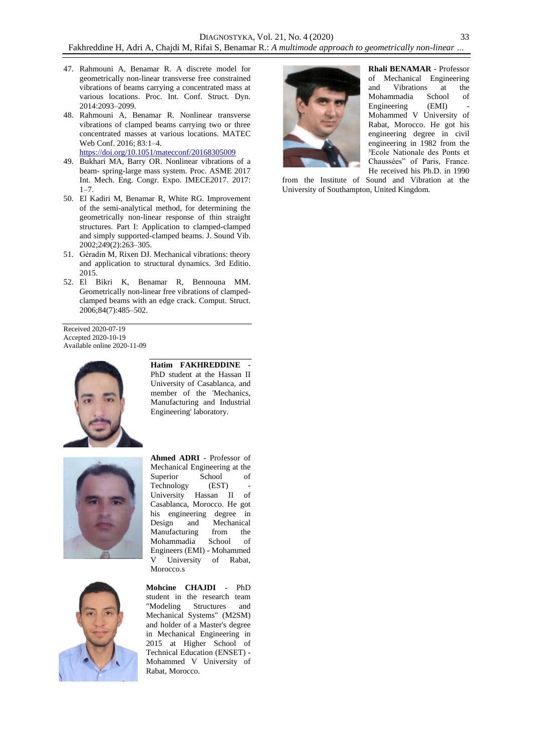47. Rahmouni A, Benamar R. A discrete model for geometrically non-linear transverse free constrained vibrations of beams carrying a concentrated mass at various locations. Proc. Int. Conf. Struct. Dyn. 2014:2093–2099.
48. Rahmouni A, Benamar R. Nonlinear transverse vibrations of clamped beams carrying two or three concentrated masses at various locations. MATEC Web Conf. 2016; 83:1–4. https://doi.org/10.1051/matecconf/20168305009
49. Bukhari MA, Barry OR. Nonlinear vibrations of a beam- spring-large mass system. Proc. ASME 2017 Int. Mech. Eng. Congr. Expo. IMECE2017. 2017: 1–7.
50. El Kadiri M, Benamar R, White RG. Improvement of the semi-analytical method, for determining the geometrically non-linear response of thin straight structures. Part I: Application to clamped-clamped and simply supported-clamped beams. J. Sound Vib. 2002;249(2):263–305.
51. Géradin M, Rixen DJ. Mechanical vibrations: theory and application to structural dynamics. 3rd Editio. 2015.
52. El Bikri K, Benamar R, Bennouna MM. Geometrically non-linear free vibrations of clamped-clamped beams with an edge crack. Comput. Struct. 2006;84(7):485–502.

Received 2020-07-19
Accepted 2020-10-19
Available online 2020-11-09

**Hatim FAKHREDDINE** - PhD student at the Hassan II University of Casablanca, and member of the 'Mechanics, Manufacturing and Industrial Engineering' laboratory.

**Ahmed ADRI** - Professor of Mechanical Engineering at the Superior School of Technology (EST) - University Hassan II of Casablanca, Morocco. He got his engineering degree in Design and Mechanical Manufacturing from the Mohammadia School of Engineers (EMI) - Mohammed V University of Rabat, Morocco.s

**Mohcine CHAJDI** - PhD student in the research team "Modeling Structures and Mechanical Systems" (M2SM) and holder of a Master's degree in Mechanical Engineering in 2015 at Higher School of Technical Education (ENSET) - Mohammed V University of Rabat, Morocco.

**Rhali BENAMAR** - Professor of Mechanical Engineering and Vibrations at the Mohammadia School of Engineering (EMI) - Mohammed V University of Rabat, Morocco. He got his engineering degree in civil engineering in 1982 from the "Ecole Nationale des Ponts et Chaussées" of Paris, France. He received his Ph.D. in 1990 from the Institute of Sound and Vibration at the University of Southampton, United Kingdom.